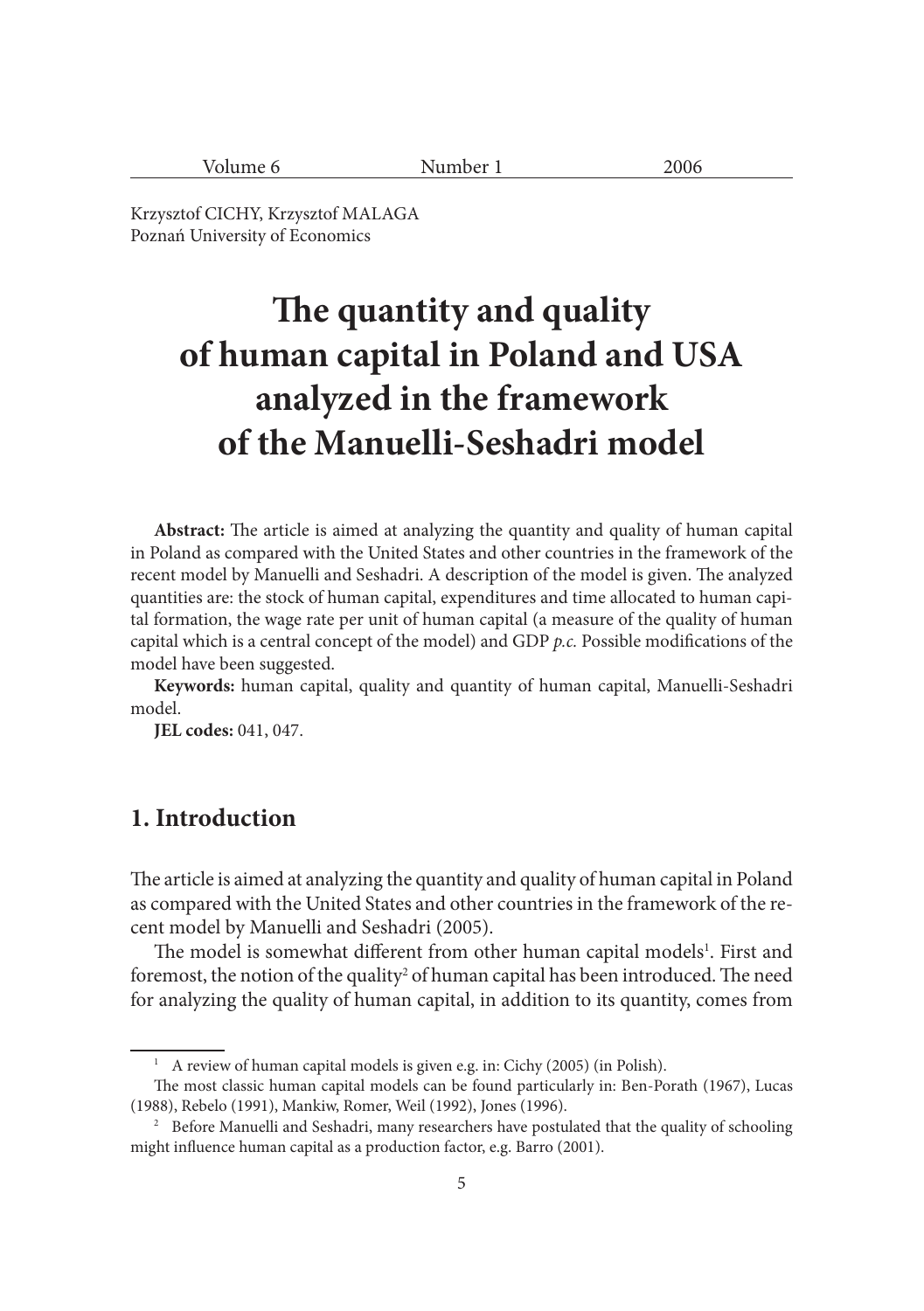Krzysztof CICHY, Krzysztof MALAGA
Poznań University of Economics

# The quantity and quality of human capital in Poland and USA analyzed in the framework of the Manuelli-Seshadri model

**Abstract:** The article is aimed at analyzing the quantity and quality of human capital in Poland as compared with the United States and other countries in the framework of the recent model by Manuelli and Seshadri. A description of the model is given. The analyzed quantities are: the stock of human capital, expenditures and time allocated to human capital formation, the wage rate per unit of human capital (a measure of the quality of human capital which is a central concept of the model) and GDP *p.c.* Possible modifications of the model have been suggested.

**Keywords:** human capital, quality and quantity of human capital, Manuelli-Seshadri model.

**JEL codes:** 041, 047.

## 1. Introduction

The article is aimed at analyzing the quantity and quality of human capital in Poland as compared with the United States and other countries in the framework of the recent model by Manuelli and Seshadri (2005).

The model is somewhat different from other human capital models[1]. First and foremost, the notion of the quality[2] of human capital has been introduced. The need for analyzing the quality of human capital, in addition to its quantity, comes from

---

[1] A review of human capital models is given e.g. in: Cichy (2005) (in Polish).

The most classic human capital models can be found particularly in: Ben-Porath (1967), Lucas (1988), Rebelo (1991), Mankiw, Romer, Weil (1992), Jones (1996).

[2] Before Manuelli and Seshadri, many researchers have postulated that the quality of schooling might influence human capital as a production factor, e.g. Barro (2001).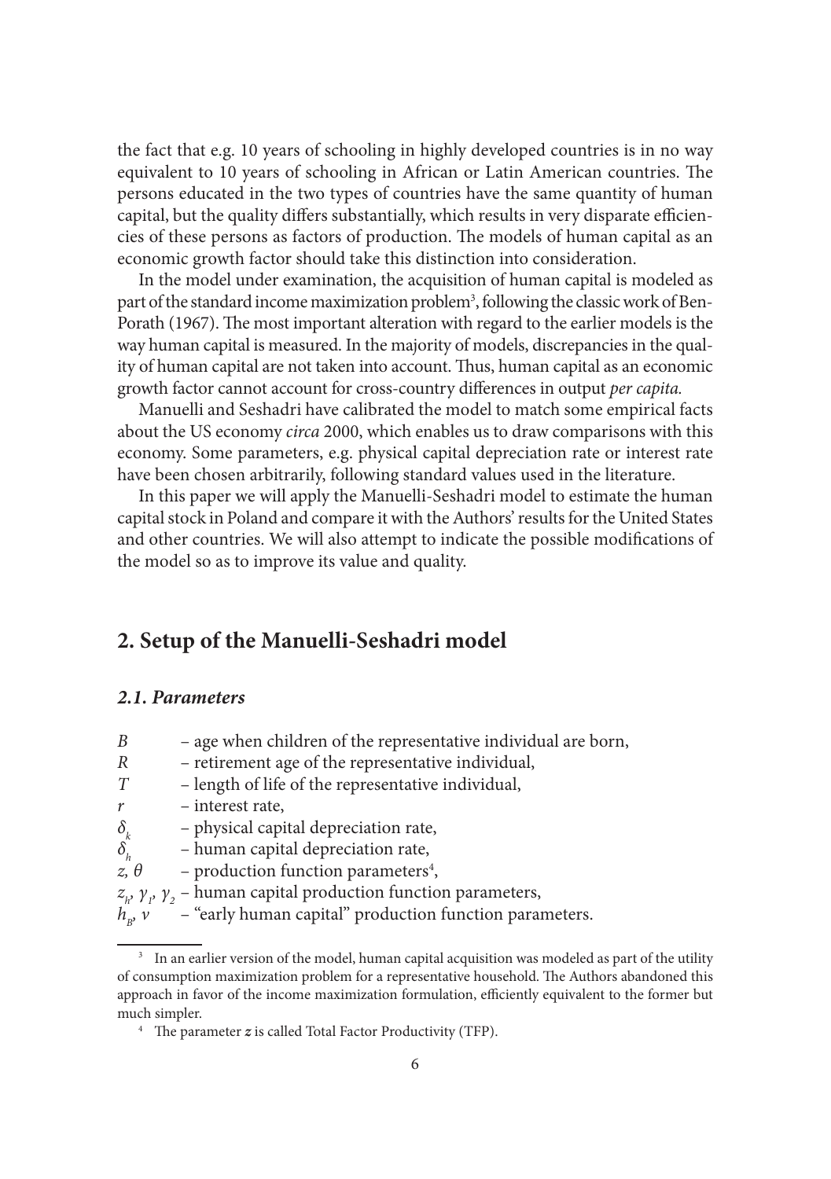the fact that e.g. 10 years of schooling in highly developed countries is in no way equivalent to 10 years of schooling in African or Latin American countries. The persons educated in the two types of countries have the same quantity of human capital, but the quality differs substantially, which results in very disparate efficiencies of these persons as factors of production. The models of human capital as an economic growth factor should take this distinction into consideration.

In the model under examination, the acquisition of human capital is modeled as part of the standard income maximization problem[3], following the classic work of Ben-Porath (1967). The most important alteration with regard to the earlier models is the way human capital is measured. In the majority of models, discrepancies in the quality of human capital are not taken into account. Thus, human capital as an economic growth factor cannot account for cross-country differences in output *per capita.*

Manuelli and Seshadri have calibrated the model to match some empirical facts about the US economy *circa* 2000, which enables us to draw comparisons with this economy. Some parameters, e.g. physical capital depreciation rate or interest rate have been chosen arbitrarily, following standard values used in the literature.

In this paper we will apply the Manuelli-Seshadri model to estimate the human capital stock in Poland and compare it with the Authors' results for the United States and other countries. We will also attempt to indicate the possible modifications of the model so as to improve its value and quality.

## 2. Setup of the Manuelli-Seshadri model

### *2.1. Parameters*

- $B$ – age when children of the representative individual are born,
- $R$ – retirement age of the representative individual,
- $T$ – length of life of the representative individual,
- $r$ – interest rate,
- $\delta_k$ – physical capital depreciation rate,
- $\delta_h$ – human capital depreciation rate,
- $z$, $\theta$ – production function parameters[4],
- $z_h$, $\gamma_1$, $\gamma_2$ – human capital production function parameters,
- $h_B$, $\nu$ – "early human capital" production function parameters.

---

[3] In an earlier version of the model, human capital acquisition was modeled as part of the utility of consumption maximization problem for a representative household. The Authors abandoned this approach in favor of the income maximization formulation, efficiently equivalent to the former but much simpler.

[4] The parameter $z$ is called Total Factor Productivity (TFP).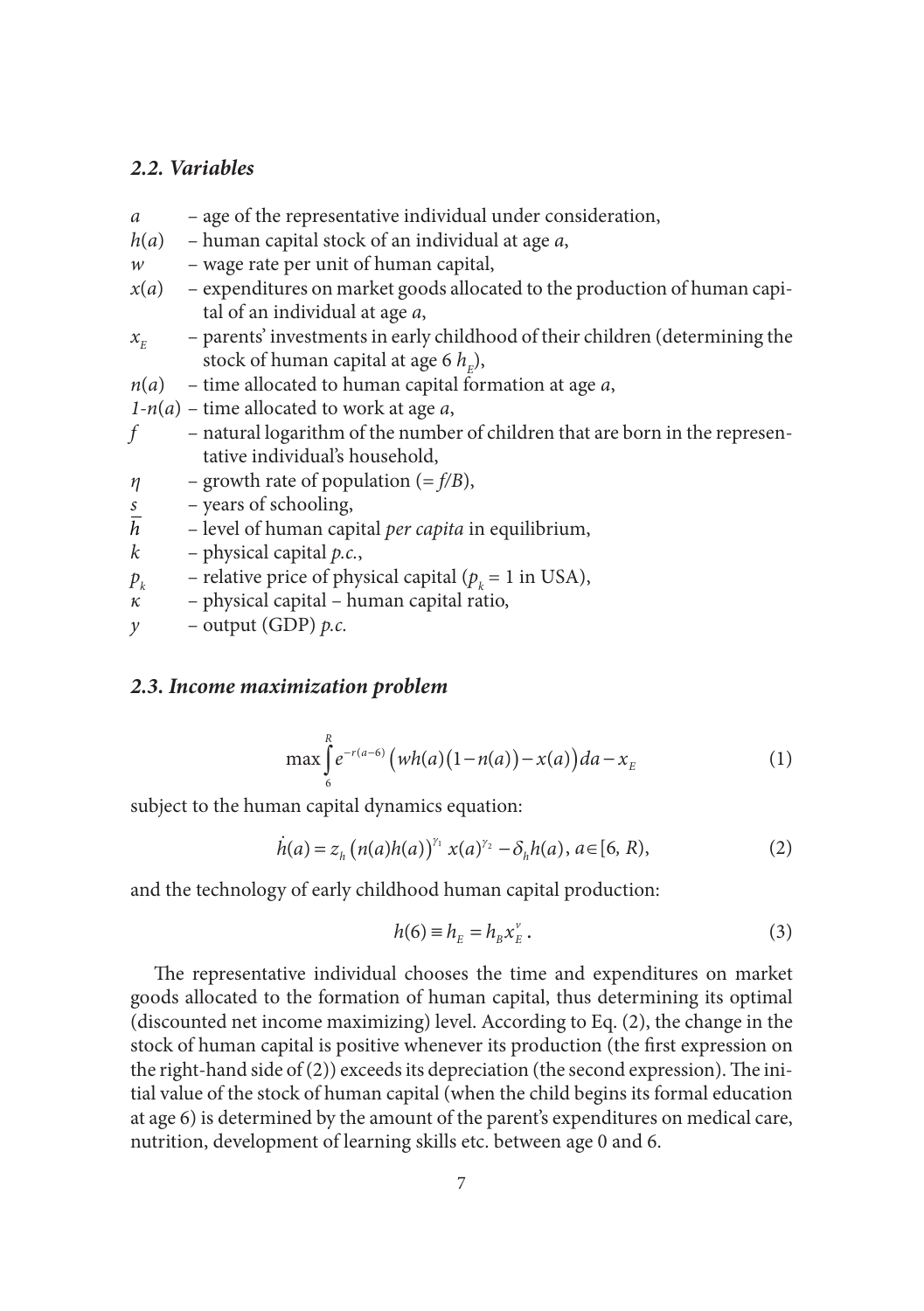### *2.2. Variables*

- $a$ – age of the representative individual under consideration,
- $h(a)$ – human capital stock of an individual at age $a$,
- $w$ – wage rate per unit of human capital,
- $x(a)$ – expenditures on market goods allocated to the production of human capital of an individual at age $a$,
- $x_E$ – parents' investments in early childhood of their children (determining the stock of human capital at age 6 $h_E$),
- $n(a)$ – time allocated to human capital formation at age $a$,
- $1\text{-}n(a)$ – time allocated to work at age $a$,
- $f$ – natural logarithm of the number of children that are born in the representative individual's household,
- $\eta$ – growth rate of population ($= f/B$),
- $s$ – years of schooling,
- $\overline{h}$ – level of human capital *per capita* in equilibrium,
- $k$ – physical capital *p.c.*,
- $p_k$ – relative price of physical capital ($p_k = 1$ in USA),
- $\kappa$ – physical capital – human capital ratio,
- $y$ – output (GDP) *p.c.*

### *2.3. Income maximization problem*

$$\max \int_6^R e^{-r(a-6)} \left( wh(a)\left(1-n(a)\right) - x(a) \right) da - x_E \tag{1}$$

subject to the human capital dynamics equation:

$$\dot{h}(a) = z_h \left( n(a)h(a) \right)^{\gamma_1} x(a)^{\gamma_2} - \delta_h h(a),\ a \in [6,\ R), \tag{2}$$

and the technology of early childhood human capital production:

$$h(6) \equiv h_E = h_B x_E^{\nu}. \tag{3}$$

The representative individual chooses the time and expenditures on market goods allocated to the formation of human capital, thus determining its optimal (discounted net income maximizing) level. According to Eq. (2), the change in the stock of human capital is positive whenever its production (the first expression on the right-hand side of (2)) exceeds its depreciation (the second expression). The initial value of the stock of human capital (when the child begins its formal education at age 6) is determined by the amount of the parent's expenditures on medical care, nutrition, development of learning skills etc. between age 0 and 6.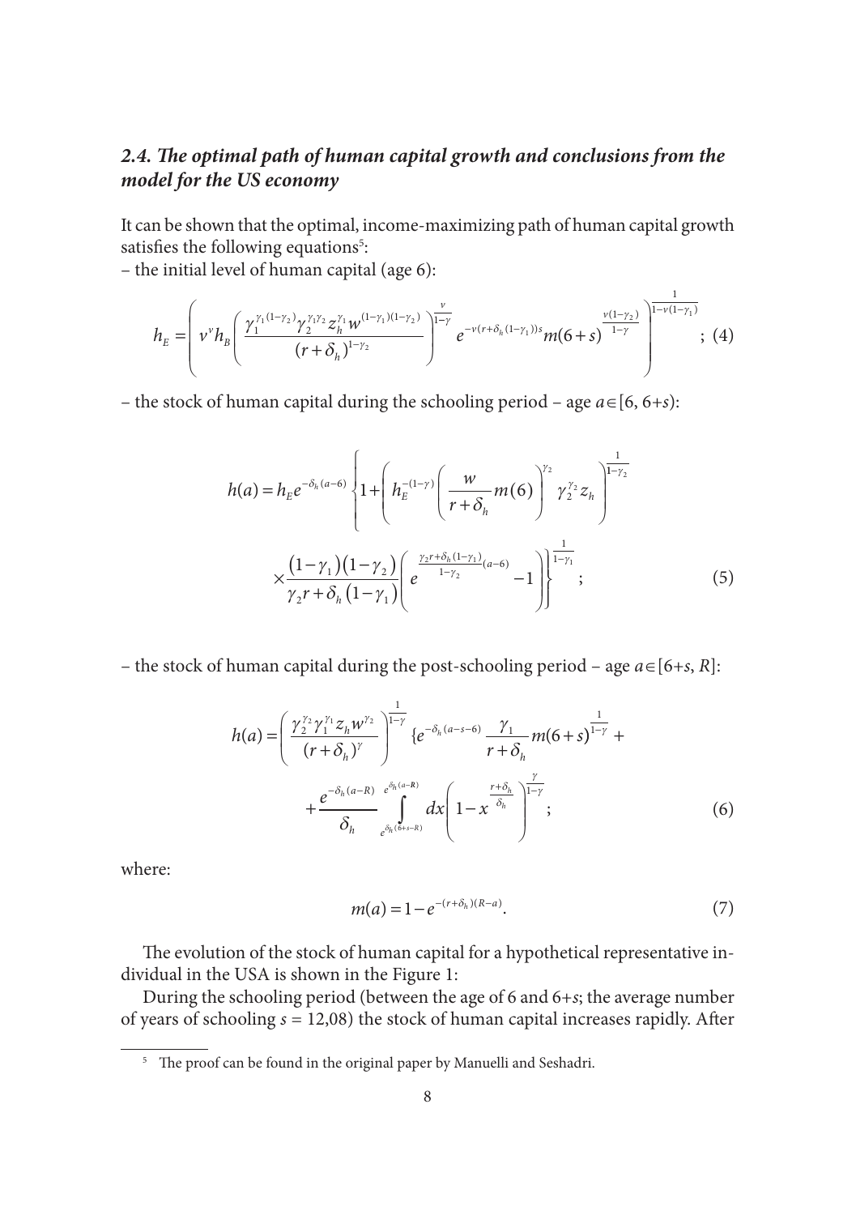### *2.4. The optimal path of human capital growth and conclusions from the model for the US economy*

It can be shown that the optimal, income-maximizing path of human capital growth satisfies the following equations[5]:

– the initial level of human capital (age 6):

$$h_E = \left( v^v h_B \left( \frac{\gamma_1^{\gamma_1(1-\gamma_2)} \gamma_2^{\gamma_1\gamma_2} z_h^{\gamma_1} w^{(1-\gamma_1)(1-\gamma_2)}}{(r+\delta_h)^{1-\gamma_2}} \right)^{\frac{v}{1-\gamma}} e^{-v(r+\delta_h(1-\gamma_1))s} m(6+s)^{\frac{v(1-\gamma_2)}{1-\gamma}} \right)^{\frac{1}{1-v(1-\gamma_1)}} ; \quad (4)$$

– the stock of human capital during the schooling period – age $a \in [6, 6+s)$:

$$h(a) = h_E e^{-\delta_h(a-6)} \left\{ 1 + \left( h_E^{-(1-\gamma)} \left( \frac{w}{r+\delta_h} m(6) \right)^{\gamma_2} \gamma_2^{\gamma_2} z_h \right)^{\frac{1}{1-\gamma_2}} \times \frac{(1-\gamma_1)(1-\gamma_2)}{\gamma_2 r + \delta_h(1-\gamma_1)} \left( e^{\frac{\gamma_2 r + \delta_h(1-\gamma_1)}{1-\gamma_2}(a-6)} - 1 \right) \right\}^{\frac{1}{1-\gamma_1}} ; \quad (5)$$

– the stock of human capital during the post-schooling period – age $a \in [6+s, R]$:

$$h(a) = \left( \frac{\gamma_2^{\gamma_2} \gamma_1^{\gamma_1} z_h w^{\gamma_2}}{(r+\delta_h)^{\gamma}} \right)^{\frac{1}{1-\gamma}} \{ e^{-\delta_h(a-s-6)} \frac{\gamma_1}{r+\delta_h} m(6+s)^{\frac{1}{1-\gamma}} + \frac{e^{-\delta_h(a-R)}}{\delta_h} \int_{e^{\delta_h(6+s-R)}}^{e^{\delta_h(a-R)}} dx \left( 1 - x^{\frac{r+\delta_h}{\delta_h}} \right)^{\frac{\gamma}{1-\gamma}} ; \quad (6)$$

where:

$$m(a) = 1 - e^{-(r+\delta_h)(R-a)}. \quad (7)$$

The evolution of the stock of human capital for a hypothetical representative individual in the USA is shown in the Figure 1:

During the schooling period (between the age of 6 and $6+s$; the average number of years of schooling $s = 12{,}08$) the stock of human capital increases rapidly. After

[5] The proof can be found in the original paper by Manuelli and Seshadri.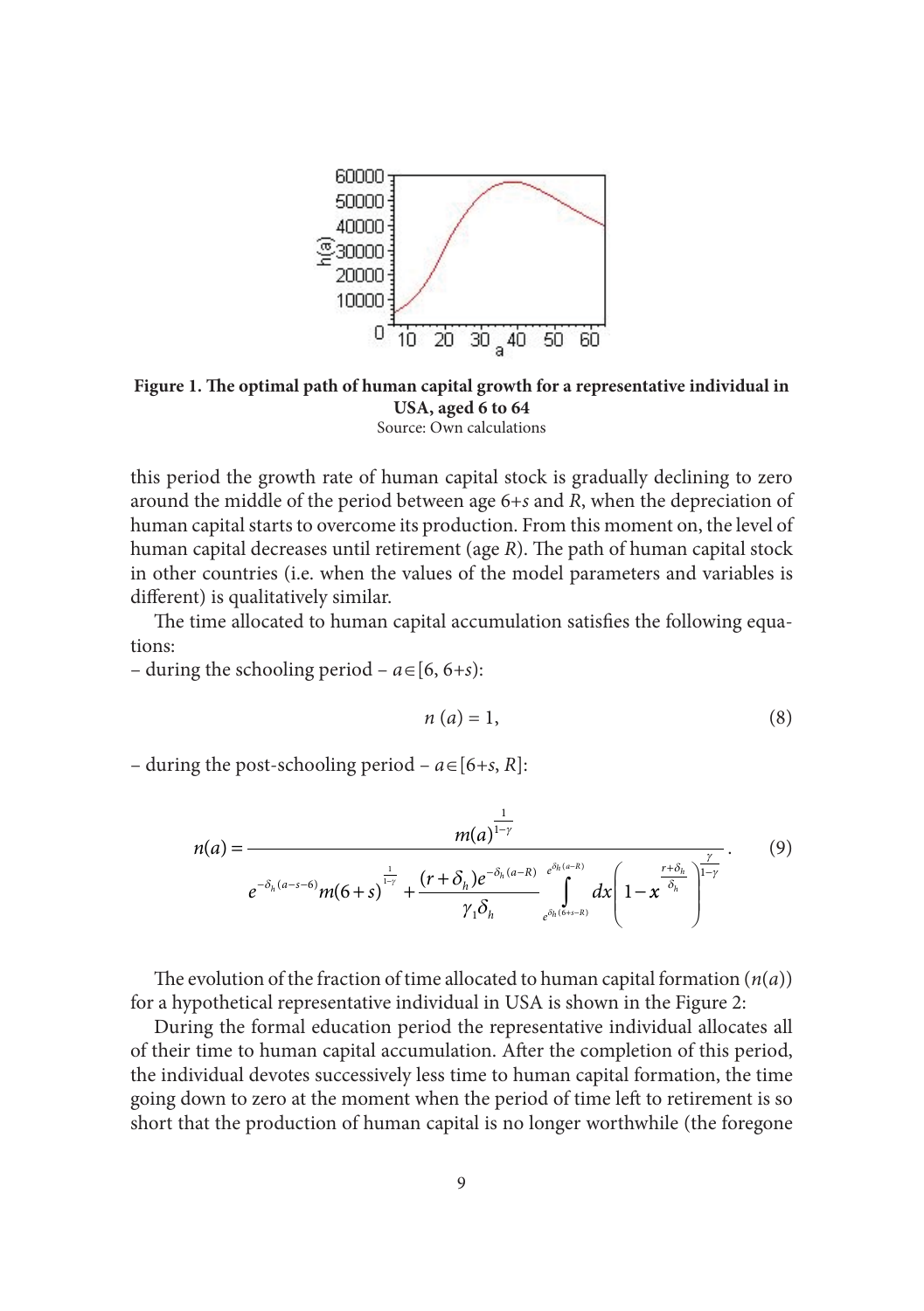**Figure 1. The optimal path of human capital growth for a representative individual in USA, aged 6 to 64**
Source: Own calculations

this period the growth rate of human capital stock is gradually declining to zero around the middle of the period between age 6+*s* and *R*, when the depreciation of human capital starts to overcome its production. From this moment on, the level of human capital decreases until retirement (age *R*). The path of human capital stock in other countries (i.e. when the values of the model parameters and variables is different) is qualitatively similar.

The time allocated to human capital accumulation satisfies the following equations:

– during the schooling period – $a \in [6, 6+s)$:

$$n(a) = 1, \tag{8}$$

– during the post-schooling period – $a \in [6+s, R]$:

$$n(a) = \frac{m(a)^{\frac{1}{1-\gamma}}}{e^{-\delta_h (a-s-6)} m(6+s)^{\frac{1}{1-\gamma}} + \dfrac{(r+\delta_h) e^{-\delta_h (a-R)}}{\gamma_1 \delta_h} \displaystyle\int_{e^{\delta_h (6+s-R)}}^{e^{\delta_h (a-R)}} dx \left(1 - x^{\frac{r+\delta_h}{\delta_h}}\right)^{\frac{\gamma}{1-\gamma}}}. \tag{9}$$

The evolution of the fraction of time allocated to human capital formation ($n(a)$) for a hypothetical representative individual in USA is shown in the Figure 2:

During the formal education period the representative individual allocates all of their time to human capital accumulation. After the completion of this period, the individual devotes successively less time to human capital formation, the time going down to zero at the moment when the period of time left to retirement is so short that the production of human capital is no longer worthwhile (the foregone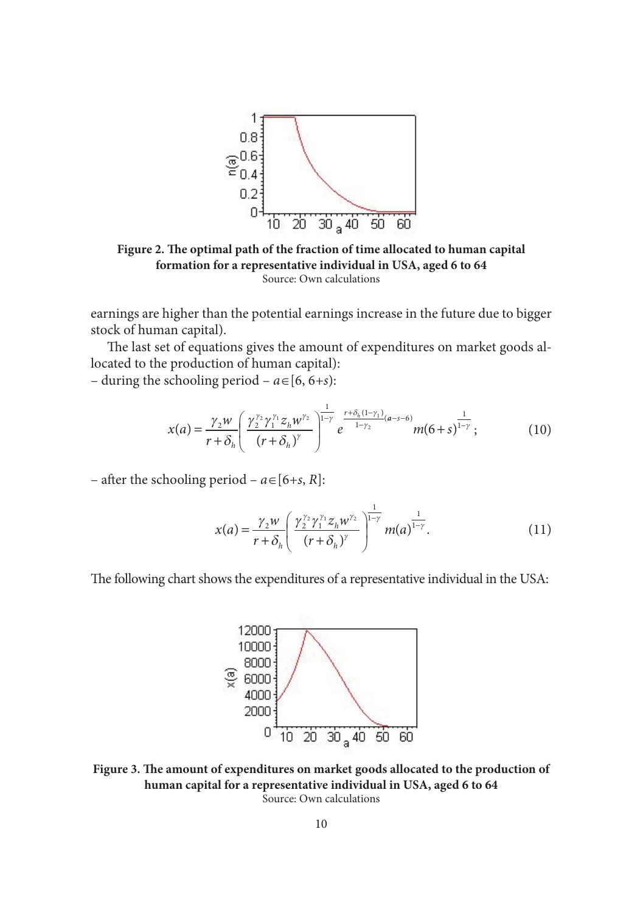Figure 2. The optimal path of the fraction of time allocated to human capital formation for a representative individual in USA, aged 6 to 64

Source: Own calculations

earnings are higher than the potential earnings increase in the future due to bigger stock of human capital).

The last set of equations gives the amount of expenditures on market goods allocated to the production of human capital):

– during the schooling period – $a \in [6, 6+s)$:

$$x(a) = \frac{\gamma_2 w}{r+\delta_h}\left(\frac{\gamma_2^{\gamma_2}\gamma_1^{\gamma_1} z_h w^{\gamma_2}}{(r+\delta_h)^{\gamma}}\right)^{\frac{1}{1-\gamma}} e^{\frac{r+\delta_h(1-\gamma_1)}{1-\gamma_2}(a-s-6)} m(6+s)^{\frac{1}{1-\gamma}}; \tag{10}$$

– after the schooling period – $a \in [6+s, R]$:

$$x(a) = \frac{\gamma_2 w}{r+\delta_h}\left(\frac{\gamma_2^{\gamma_2}\gamma_1^{\gamma_1} z_h w^{\gamma_2}}{(r+\delta_h)^{\gamma}}\right)^{\frac{1}{1-\gamma}} m(a)^{\frac{1}{1-\gamma}}. \tag{11}$$

The following chart shows the expenditures of a representative individual in the USA:

Figure 3. The amount of expenditures on market goods allocated to the production of human capital for a representative individual in USA, aged 6 to 64

Source: Own calculations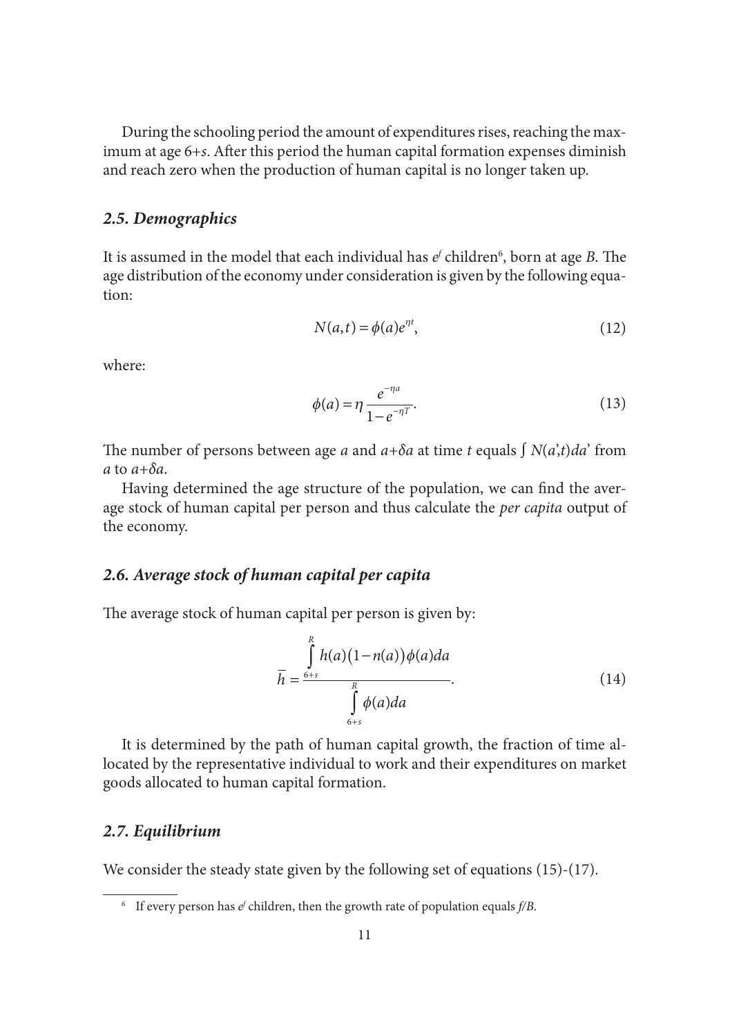During the schooling period the amount of expenditures rises, reaching the maximum at age $6+s$. After this period the human capital formation expenses diminish and reach zero when the production of human capital is no longer taken up.

### 2.5. Demographics

It is assumed in the model that each individual has $e^f$ children[6], born at age $B$. The age distribution of the economy under consideration is given by the following equation:

$$N(a,t) = \phi(a)e^{\eta t}, \tag{12}$$

where:

$$\phi(a) = \eta \frac{e^{-\eta a}}{1-e^{-\eta T}}. \tag{13}$$

The number of persons between age $a$ and $a+\delta a$ at time $t$ equals $\int N(a',t)da'$ from $a$ to $a+\delta a$.

Having determined the age structure of the population, we can find the average stock of human capital per person and thus calculate the *per capita* output of the economy.

### 2.6. Average stock of human capital per capita

The average stock of human capital per person is given by:

$$\overline{h} = \frac{\int_{6+s}^{R} h(a)(1-n(a))\phi(a)da}{\int_{6+s}^{R} \phi(a)da}. \tag{14}$$

It is determined by the path of human capital growth, the fraction of time allocated by the representative individual to work and their expenditures on market goods allocated to human capital formation.

### 2.7. Equilibrium

We consider the steady state given by the following set of equations (15)-(17).

---

[6] If every person has $e^f$ children, then the growth rate of population equals $f/B$.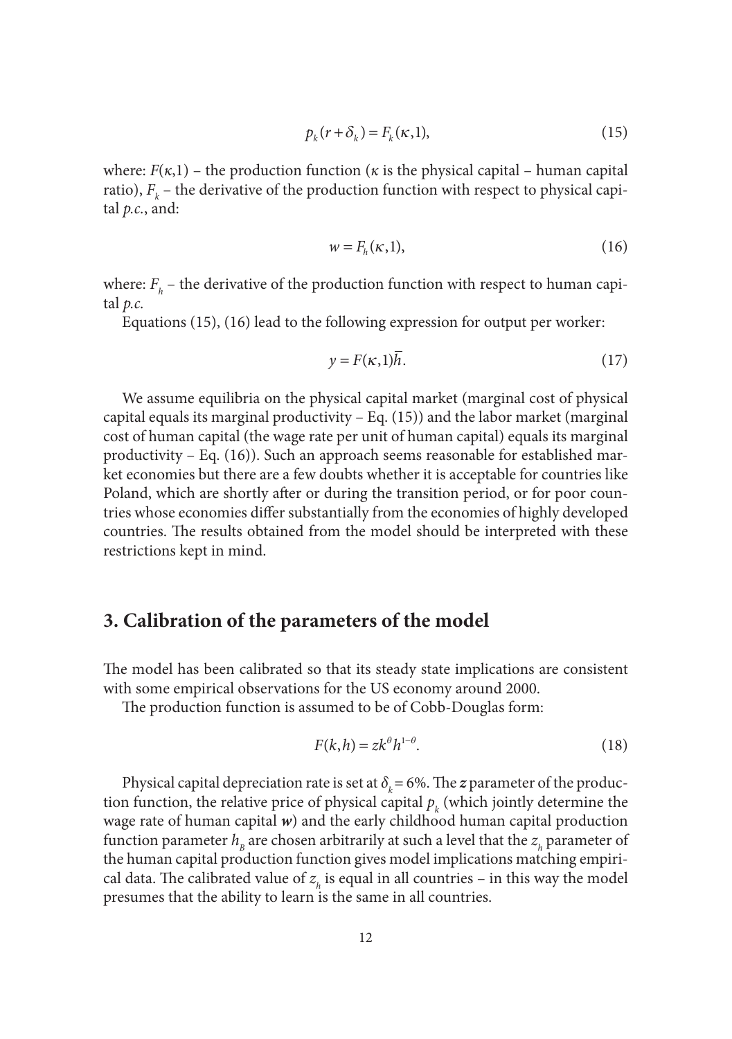$$p_k(r+\delta_k) = F_k(\kappa,1), \tag{15}$$

where: $F(\kappa,1)$ – the production function ($\kappa$ is the physical capital – human capital ratio), $F_k$ – the derivative of the production function with respect to physical capital *p.c.*, and:

$$w = F_h(\kappa,1), \tag{16}$$

where: $F_h$ – the derivative of the production function with respect to human capital *p.c.*

Equations (15), (16) lead to the following expression for output per worker:

$$y = F(\kappa,1)\overline{h}. \tag{17}$$

We assume equilibria on the physical capital market (marginal cost of physical capital equals its marginal productivity – Eq. (15)) and the labor market (marginal cost of human capital (the wage rate per unit of human capital) equals its marginal productivity – Eq. (16)). Such an approach seems reasonable for established market economies but there are a few doubts whether it is acceptable for countries like Poland, which are shortly after or during the transition period, or for poor countries whose economies differ substantially from the economies of highly developed countries. The results obtained from the model should be interpreted with these restrictions kept in mind.

## 3. Calibration of the parameters of the model

The model has been calibrated so that its steady state implications are consistent with some empirical observations for the US economy around 2000.

The production function is assumed to be of Cobb-Douglas form:

$$F(k,h) = zk^{\theta}h^{1-\theta}. \tag{18}$$

Physical capital depreciation rate is set at $\delta_k = 6\%$. The $\boldsymbol{z}$ parameter of the production function, the relative price of physical capital $p_k$ (which jointly determine the wage rate of human capital $\boldsymbol{w}$) and the early childhood human capital production function parameter $h_B$ are chosen arbitrarily at such a level that the $z_h$ parameter of the human capital production function gives model implications matching empirical data. The calibrated value of $z_h$ is equal in all countries – in this way the model presumes that the ability to learn is the same in all countries.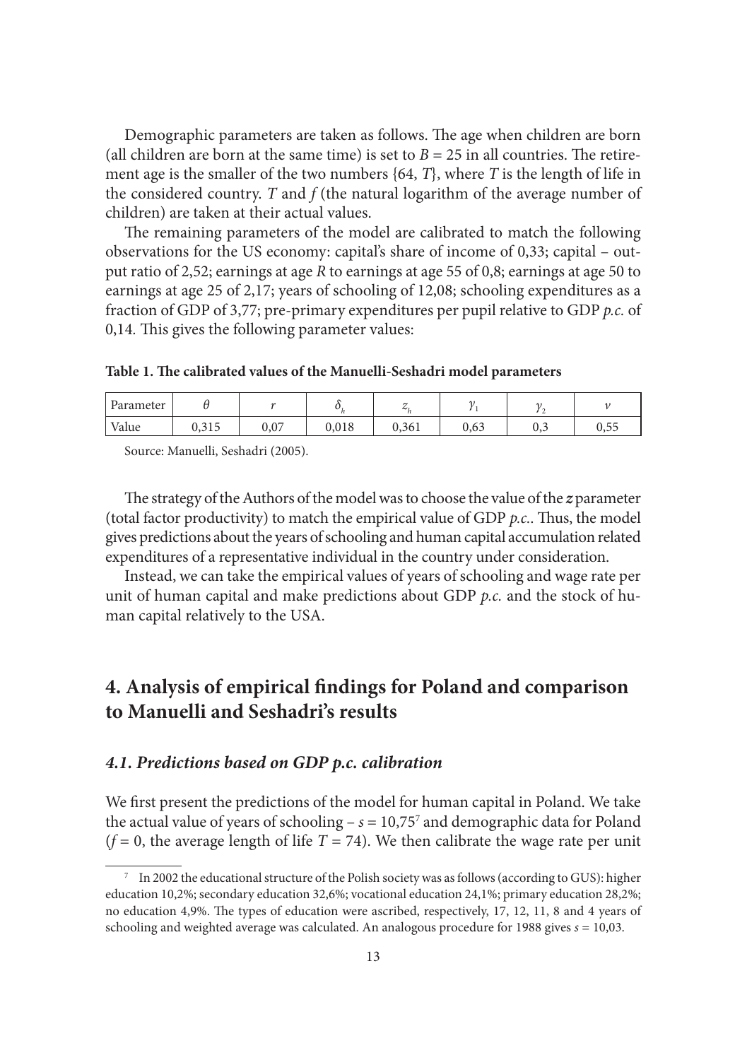Demographic parameters are taken as follows. The age when children are born (all children are born at the same time) is set to $B = 25$ in all countries. The retirement age is the smaller of the two numbers $\{64, T\}$, where $T$ is the length of life in the considered country. $T$ and $f$ (the natural logarithm of the average number of children) are taken at their actual values.

The remaining parameters of the model are calibrated to match the following observations for the US economy: capital's share of income of 0,33; capital – output ratio of 2,52; earnings at age $R$ to earnings at age 55 of 0,8; earnings at age 50 to earnings at age 25 of 2,17; years of schooling of 12,08; schooling expenditures as a fraction of GDP of 3,77; pre-primary expenditures per pupil relative to GDP *p.c.* of 0,14. This gives the following parameter values:

**Table 1. The calibrated values of the Manuelli-Seshadri model parameters**

| Parameter | $\theta$ | $r$ | $\delta_h$ | $z_h$ | $\gamma_1$ | $\gamma_2$ | $\nu$ |
|---|---|---|---|---|---|---|---|
| Value | 0,315 | 0,07 | 0,018 | 0,361 | 0,63 | 0,3 | 0,55 |

Source: Manuelli, Seshadri (2005).

The strategy of the Authors of the model was to choose the value of the ***z*** parameter (total factor productivity) to match the empirical value of GDP *p.c.*. Thus, the model gives predictions about the years of schooling and human capital accumulation related expenditures of a representative individual in the country under consideration.

Instead, we can take the empirical values of years of schooling and wage rate per unit of human capital and make predictions about GDP *p.c.* and the stock of human capital relatively to the USA.

## 4. Analysis of empirical findings for Poland and comparison to Manuelli and Seshadri's results

### *4.1. Predictions based on GDP p.c. calibration*

We first present the predictions of the model for human capital in Poland. We take the actual value of years of schooling – $s = 10{,}75$[7] and demographic data for Poland ($f = 0$, the average length of life $T = 74$). We then calibrate the wage rate per unit

[7] In 2002 the educational structure of the Polish society was as follows (according to GUS): higher education 10,2%; secondary education 32,6%; vocational education 24,1%; primary education 28,2%; no education 4,9%. The types of education were ascribed, respectively, 17, 12, 11, 8 and 4 years of schooling and weighted average was calculated. An analogous procedure for 1988 gives $s = 10{,}03$.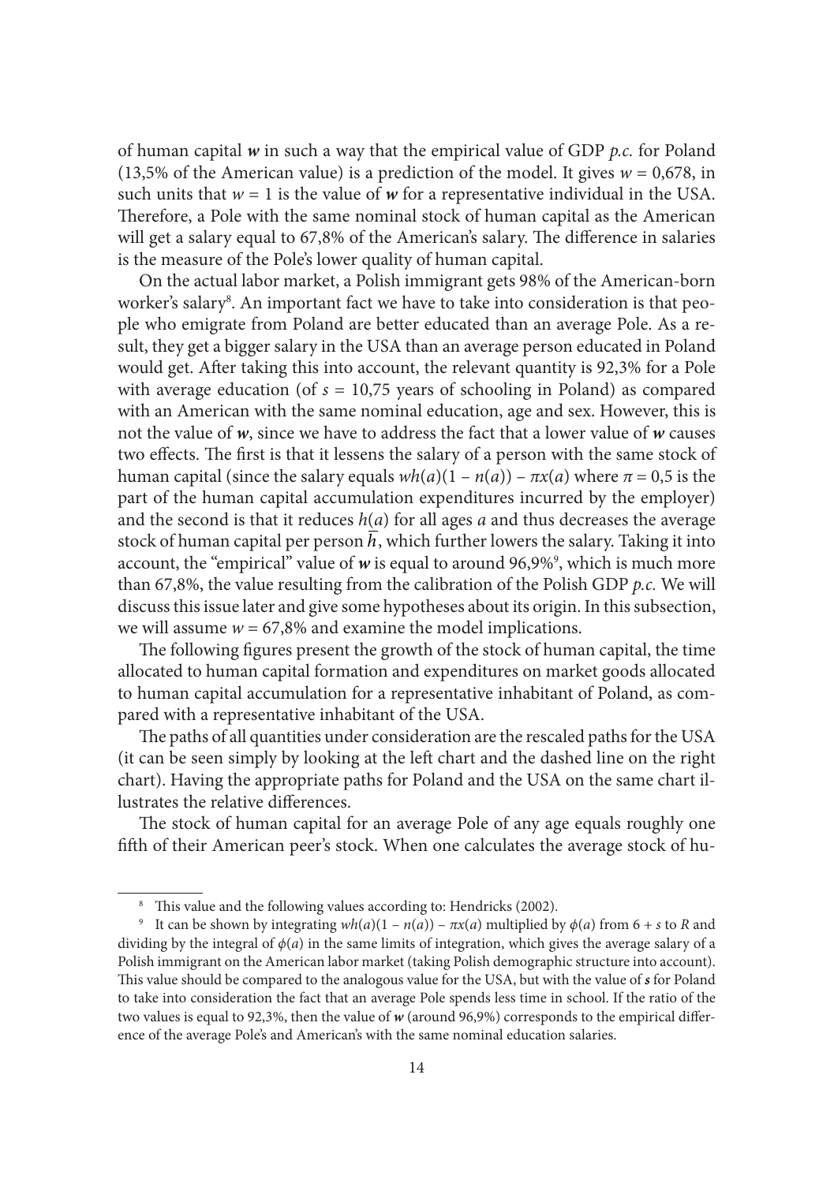of human capital $\boldsymbol{w}$ in such a way that the empirical value of GDP *p.c.* for Poland (13,5% of the American value) is a prediction of the model. It gives $w = 0{,}678$, in such units that $w = 1$ is the value of $\boldsymbol{w}$ for a representative individual in the USA. Therefore, a Pole with the same nominal stock of human capital as the American will get a salary equal to 67,8% of the American's salary. The difference in salaries is the measure of the Pole's lower quality of human capital.

On the actual labor market, a Polish immigrant gets 98% of the American-born worker's salary[8]. An important fact we have to take into consideration is that people who emigrate from Poland are better educated than an average Pole. As a result, they get a bigger salary in the USA than an average person educated in Poland would get. After taking this into account, the relevant quantity is 92,3% for a Pole with average education (of $s = 10{,}75$ years of schooling in Poland) as compared with an American with the same nominal education, age and sex. However, this is not the value of $\boldsymbol{w}$, since we have to address the fact that a lower value of $\boldsymbol{w}$ causes two effects. The first is that it lessens the salary of a person with the same stock of human capital (since the salary equals $wh(a)(1 - n(a)) - \pi x(a)$ where $\pi = 0{,}5$ is the part of the human capital accumulation expenditures incurred by the employer) and the second is that it reduces $h(a)$ for all ages $a$ and thus decreases the average stock of human capital per person $\overline{h}$, which further lowers the salary. Taking it into account, the "empirical" value of $\boldsymbol{w}$ is equal to around 96,9%[9], which is much more than 67,8%, the value resulting from the calibration of the Polish GDP *p.c.* We will discuss this issue later and give some hypotheses about its origin. In this subsection, we will assume $w = 67{,}8\%$ and examine the model implications.

The following figures present the growth of the stock of human capital, the time allocated to human capital formation and expenditures on market goods allocated to human capital accumulation for a representative inhabitant of Poland, as compared with a representative inhabitant of the USA.

The paths of all quantities under consideration are the rescaled paths for the USA (it can be seen simply by looking at the left chart and the dashed line on the right chart). Having the appropriate paths for Poland and the USA on the same chart illustrates the relative differences.

The stock of human capital for an average Pole of any age equals roughly one fifth of their American peer's stock. When one calculates the average stock of hu-

---

[8] This value and the following values according to: Hendricks (2002).

[9] It can be shown by integrating $wh(a)(1 - n(a)) - \pi x(a)$ multiplied by $\phi(a)$ from $6 + s$ to $R$ and dividing by the integral of $\phi(a)$ in the same limits of integration, which gives the average salary of a Polish immigrant on the American labor market (taking Polish demographic structure into account). This value should be compared to the analogous value for the USA, but with the value of $\boldsymbol{s}$ for Poland to take into consideration the fact that an average Pole spends less time in school. If the ratio of the two values is equal to 92,3%, then the value of $\boldsymbol{w}$ (around 96,9%) corresponds to the empirical difference of the average Pole's and American's with the same nominal education salaries.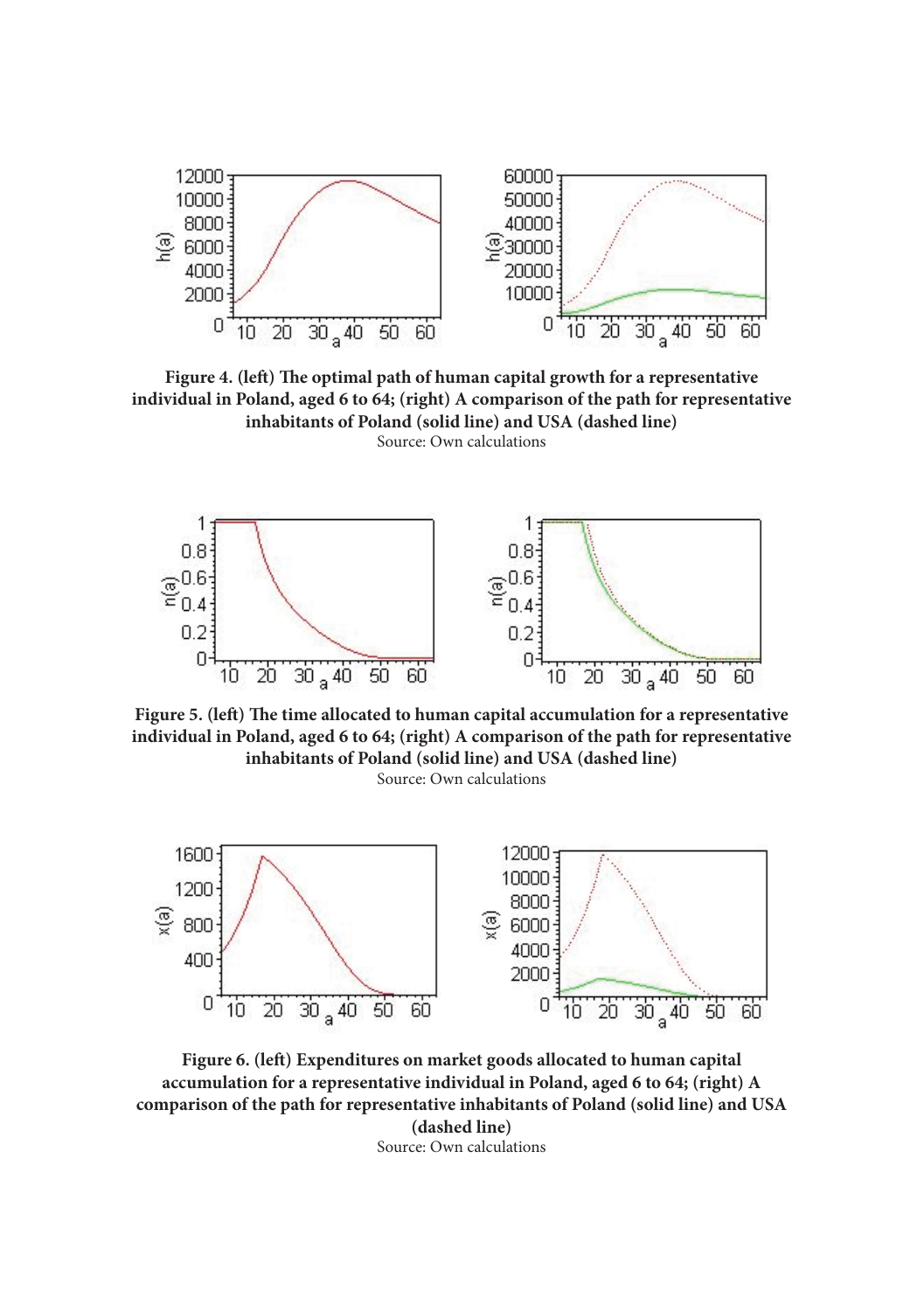**Figure 4. (left) The optimal path of human capital growth for a representative individual in Poland, aged 6 to 64; (right) A comparison of the path for representative inhabitants of Poland (solid line) and USA (dashed line)**

Source: Own calculations

**Figure 5. (left) The time allocated to human capital accumulation for a representative individual in Poland, aged 6 to 64; (right) A comparison of the path for representative inhabitants of Poland (solid line) and USA (dashed line)**

Source: Own calculations

**Figure 6. (left) Expenditures on market goods allocated to human capital accumulation for a representative individual in Poland, aged 6 to 64; (right) A comparison of the path for representative inhabitants of Poland (solid line) and USA (dashed line)**

Source: Own calculations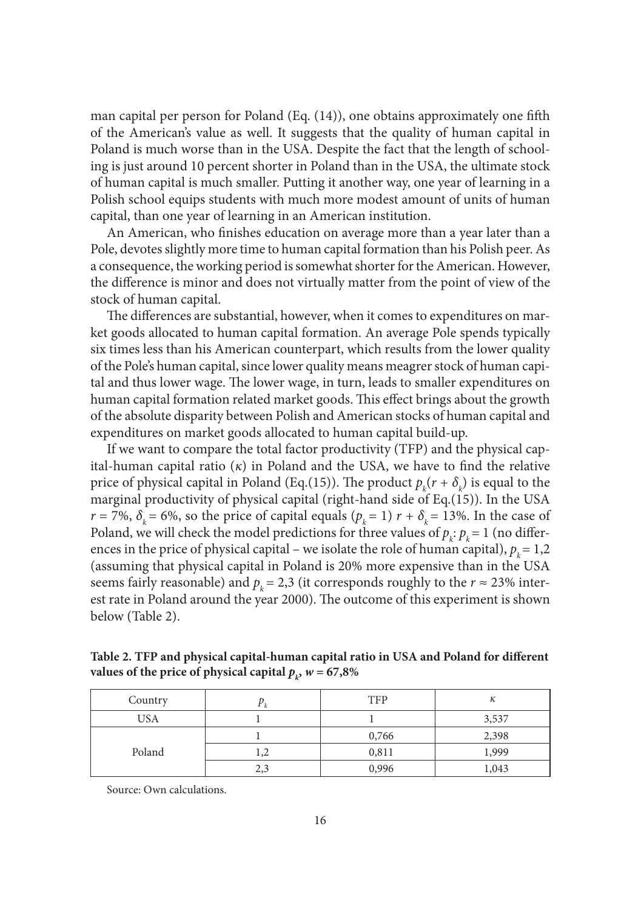man capital per person for Poland (Eq. (14)), one obtains approximately one fifth of the American's value as well. It suggests that the quality of human capital in Poland is much worse than in the USA. Despite the fact that the length of schooling is just around 10 percent shorter in Poland than in the USA, the ultimate stock of human capital is much smaller. Putting it another way, one year of learning in a Polish school equips students with much more modest amount of units of human capital, than one year of learning in an American institution.

An American, who finishes education on average more than a year later than a Pole, devotes slightly more time to human capital formation than his Polish peer. As a consequence, the working period is somewhat shorter for the American. However, the difference is minor and does not virtually matter from the point of view of the stock of human capital.

The differences are substantial, however, when it comes to expenditures on market goods allocated to human capital formation. An average Pole spends typically six times less than his American counterpart, which results from the lower quality of the Pole's human capital, since lower quality means meagrer stock of human capital and thus lower wage. The lower wage, in turn, leads to smaller expenditures on human capital formation related market goods. This effect brings about the growth of the absolute disparity between Polish and American stocks of human capital and expenditures on market goods allocated to human capital build-up.

If we want to compare the total factor productivity (TFP) and the physical capital-human capital ratio ($\kappa$) in Poland and the USA, we have to find the relative price of physical capital in Poland (Eq.(15)). The product $p_k(r + \delta_k)$ is equal to the marginal productivity of physical capital (right-hand side of Eq.(15)). In the USA $r = 7\%$, $\delta_k = 6\%$, so the price of capital equals ($p_k = 1$) $r + \delta_k = 13\%$. In the case of Poland, we will check the model predictions for three values of $p_k$: $p_k = 1$ (no differences in the price of physical capital – we isolate the role of human capital), $p_k = 1{,}2$ (assuming that physical capital in Poland is 20% more expensive than in the USA seems fairly reasonable) and $p_k = 2{,}3$ (it corresponds roughly to the $r \approx 23\%$ interest rate in Poland around the year 2000). The outcome of this experiment is shown below (Table 2).

**Table 2. TFP and physical capital-human capital ratio in USA and Poland for different values of the price of physical capital $p_k$, $w = 67{,}8\%$**

| Country | $p_k$ | TFP | $\kappa$ |
|---|---|---|---|
| USA | 1 | 1 | 3,537 |
| Poland | 1 | 0,766 | 2,398 |
| | 1,2 | 0,811 | 1,999 |
| | 2,3 | 0,996 | 1,043 |

Source: Own calculations.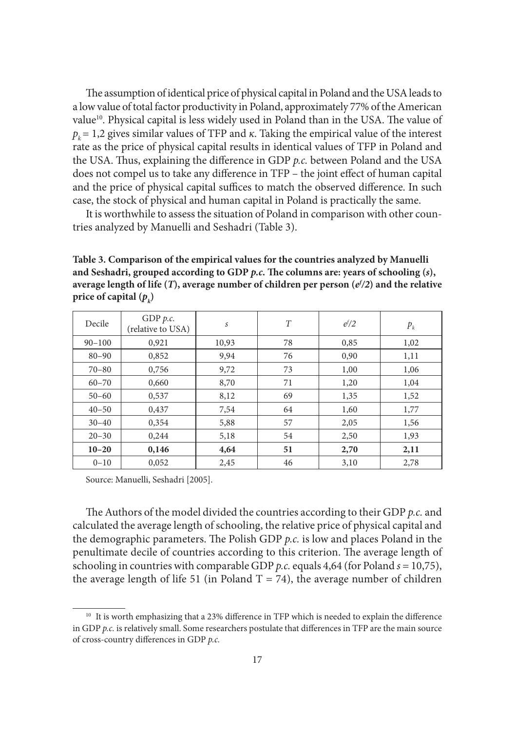The assumption of identical price of physical capital in Poland and the USA leads to a low value of total factor productivity in Poland, approximately 77% of the American value[10]. Physical capital is less widely used in Poland than in the USA. The value of $p_k = 1{,}2$ gives similar values of TFP and $\kappa$. Taking the empirical value of the interest rate as the price of physical capital results in identical values of TFP in Poland and the USA. Thus, explaining the difference in GDP *p.c.* between Poland and the USA does not compel us to take any difference in TFP – the joint effect of human capital and the price of physical capital suffices to match the observed difference. In such case, the stock of physical and human capital in Poland is practically the same.

It is worthwhile to assess the situation of Poland in comparison with other countries analyzed by Manuelli and Seshadri (Table 3).

**Table 3. Comparison of the empirical values for the countries analyzed by Manuelli and Seshadri, grouped according to GDP *p.c.* The columns are: years of schooling ($s$), average length of life ($T$), average number of children per person ($e^f/2$) and the relative price of capital ($p_k$)**

| Decile | GDP *p.c.* (relative to USA) | $s$ | $T$ | $e^f/2$ | $p_k$ |
|---|---|---|---|---|---|
| 90–100 | 0,921 | 10,93 | 78 | 0,85 | 1,02 |
| 80–90 | 0,852 | 9,94 | 76 | 0,90 | 1,11 |
| 70–80 | 0,756 | 9,72 | 73 | 1,00 | 1,06 |
| 60–70 | 0,660 | 8,70 | 71 | 1,20 | 1,04 |
| 50–60 | 0,537 | 8,12 | 69 | 1,35 | 1,52 |
| 40–50 | 0,437 | 7,54 | 64 | 1,60 | 1,77 |
| 30–40 | 0,354 | 5,88 | 57 | 2,05 | 1,56 |
| 20–30 | 0,244 | 5,18 | 54 | 2,50 | 1,93 |
| **10–20** | **0,146** | **4,64** | **51** | **2,70** | **2,11** |
| 0–10 | 0,052 | 2,45 | 46 | 3,10 | 2,78 |

Source: Manuelli, Seshadri [2005].

The Authors of the model divided the countries according to their GDP *p.c.* and calculated the average length of schooling, the relative price of physical capital and the demographic parameters. The Polish GDP *p.c.* is low and places Poland in the penultimate decile of countries according to this criterion. The average length of schooling in countries with comparable GDP *p.c.* equals 4,64 (for Poland $s = 10{,}75$), the average length of life 51 (in Poland $T = 74$), the average number of children

---

[10] It is worth emphasizing that a 23% difference in TFP which is needed to explain the difference in GDP *p.c.* is relatively small. Some researchers postulate that differences in TFP are the main source of cross-country differences in GDP *p.c.*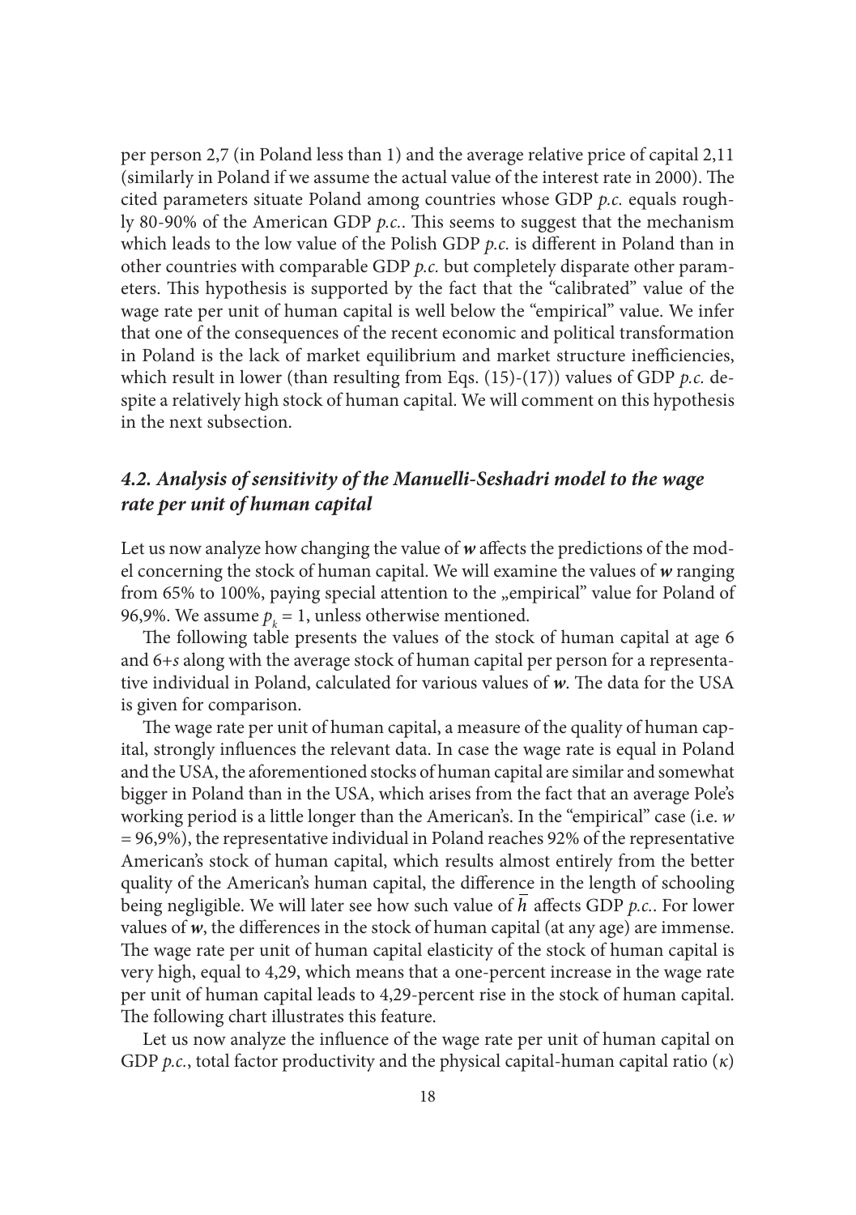per person 2,7 (in Poland less than 1) and the average relative price of capital 2,11 (similarly in Poland if we assume the actual value of the interest rate in 2000). The cited parameters situate Poland among countries whose GDP *p.c.* equals roughly 80-90% of the American GDP *p.c.*. This seems to suggest that the mechanism which leads to the low value of the Polish GDP *p.c.* is different in Poland than in other countries with comparable GDP *p.c.* but completely disparate other parameters. This hypothesis is supported by the fact that the "calibrated" value of the wage rate per unit of human capital is well below the "empirical" value. We infer that one of the consequences of the recent economic and political transformation in Poland is the lack of market equilibrium and market structure inefficiencies, which result in lower (than resulting from Eqs. (15)-(17)) values of GDP *p.c.* despite a relatively high stock of human capital. We will comment on this hypothesis in the next subsection.

### *4.2. Analysis of sensitivity of the Manuelli-Seshadri model to the wage rate per unit of human capital*

Let us now analyze how changing the value of $\boldsymbol{w}$ affects the predictions of the model concerning the stock of human capital. We will examine the values of $\boldsymbol{w}$ ranging from 65% to 100%, paying special attention to the „empirical" value for Poland of 96,9%. We assume $p_k = 1$, unless otherwise mentioned.

The following table presents the values of the stock of human capital at age 6 and 6+*s* along with the average stock of human capital per person for a representative individual in Poland, calculated for various values of $\boldsymbol{w}$. The data for the USA is given for comparison.

The wage rate per unit of human capital, a measure of the quality of human capital, strongly influences the relevant data. In case the wage rate is equal in Poland and the USA, the aforementioned stocks of human capital are similar and somewhat bigger in Poland than in the USA, which arises from the fact that an average Pole's working period is a little longer than the American's. In the "empirical" case (i.e. $w$ = 96,9%), the representative individual in Poland reaches 92% of the representative American's stock of human capital, which results almost entirely from the better quality of the American's human capital, the difference in the length of schooling being negligible. We will later see how such value of $\overline{h}$ affects GDP *p.c.*. For lower values of $\boldsymbol{w}$, the differences in the stock of human capital (at any age) are immense. The wage rate per unit of human capital elasticity of the stock of human capital is very high, equal to 4,29, which means that a one-percent increase in the wage rate per unit of human capital leads to 4,29-percent rise in the stock of human capital. The following chart illustrates this feature.

Let us now analyze the influence of the wage rate per unit of human capital on GDP *p.c.*, total factor productivity and the physical capital-human capital ratio ($\kappa$)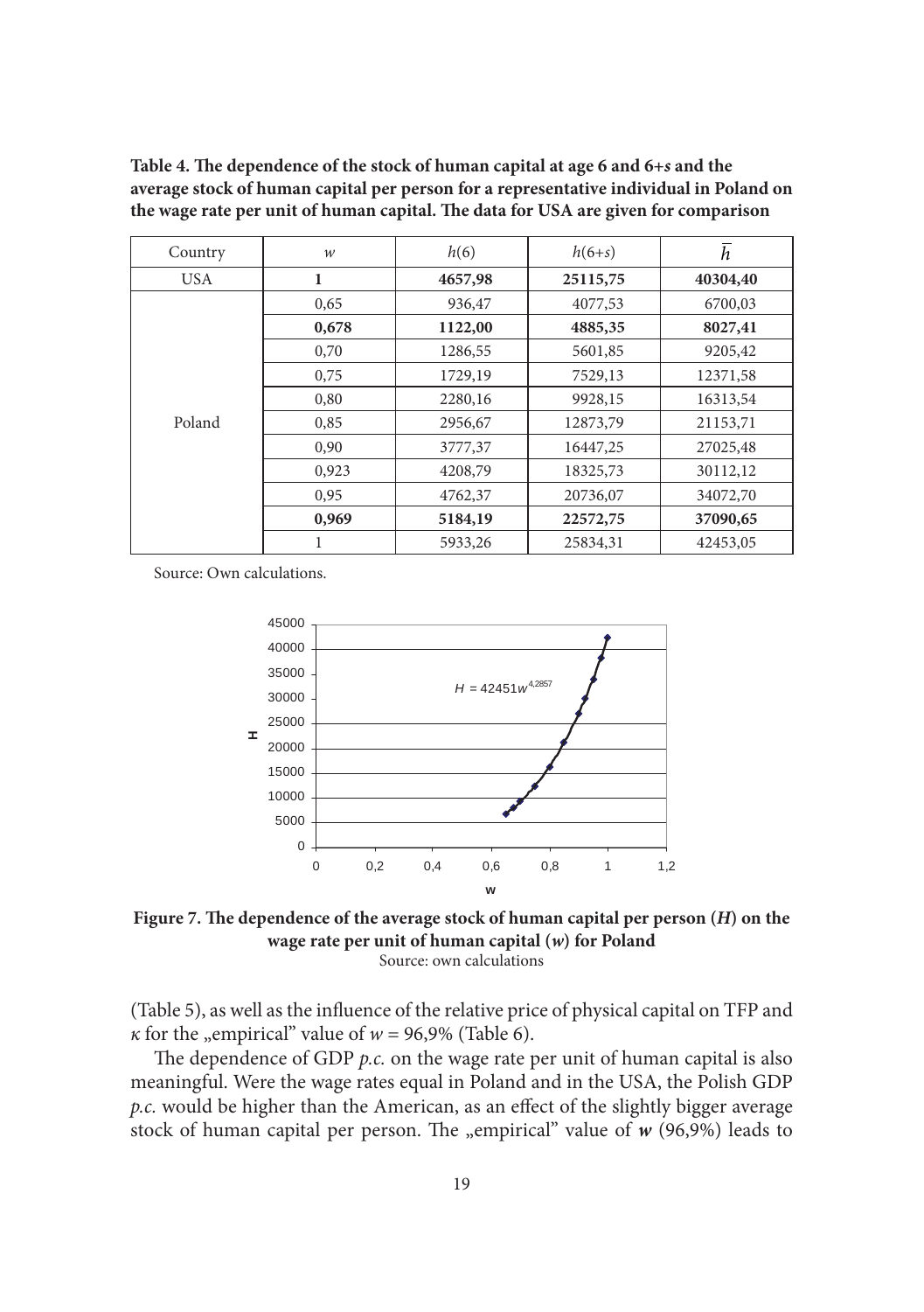**Table 4. The dependence of the stock of human capital at age 6 and 6+*s* and the average stock of human capital per person for a representative individual in Poland on the wage rate per unit of human capital. The data for USA are given for comparison**

| Country | $w$ | $h(6)$ | $h(6+s)$ | $\overline{h}$ |
|---|---|---|---|---|
| USA | **1** | **4657,98** | **25115,75** | **40304,40** |
| Poland | 0,65 | 936,47 | 4077,53 | 6700,03 |
| | **0,678** | **1122,00** | **4885,35** | **8027,41** |
| | 0,70 | 1286,55 | 5601,85 | 9205,42 |
| | 0,75 | 1729,19 | 7529,13 | 12371,58 |
| | 0,80 | 2280,16 | 9928,15 | 16313,54 |
| | 0,85 | 2956,67 | 12873,79 | 21153,71 |
| | 0,90 | 3777,37 | 16447,25 | 27025,48 |
| | 0,923 | 4208,79 | 18325,73 | 30112,12 |
| | 0,95 | 4762,37 | 20736,07 | 34072,70 |
| | **0,969** | **5184,19** | **22572,75** | **37090,65** |
| | 1 | 5933,26 | 25834,31 | 42453,05 |

Source: Own calculations.

**Figure 7. The dependence of the average stock of human capital per person (*H*) on the wage rate per unit of human capital (*w*) for Poland**
Source: own calculations

(Table 5), as well as the influence of the relative price of physical capital on TFP and $\kappa$ for the „empirical" value of $w = 96{,}9\%$ (Table 6).

The dependence of GDP *p.c.* on the wage rate per unit of human capital is also meaningful. Were the wage rates equal in Poland and in the USA, the Polish GDP *p.c.* would be higher than the American, as an effect of the slightly bigger average stock of human capital per person. The „empirical" value of $\boldsymbol{w}$ (96,9%) leads to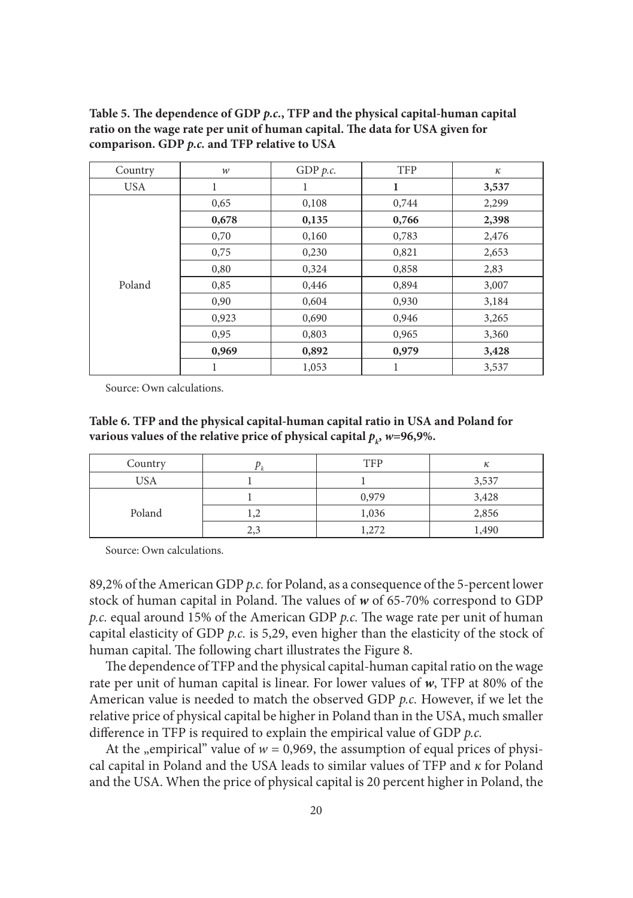**Table 5. The dependence of GDP *p.c.*, TFP and the physical capital-human capital ratio on the wage rate per unit of human capital. The data for USA given for comparison. GDP *p.c.* and TFP relative to USA**

| Country | $w$ | GDP *p.c.* | TFP | $\kappa$ |
|---|---|---|---|---|
| USA | 1 | 1 | **1** | **3,537** |
| Poland | 0,65 | 0,108 | 0,744 | 2,299 |
| | **0,678** | **0,135** | **0,766** | **2,398** |
| | 0,70 | 0,160 | 0,783 | 2,476 |
| | 0,75 | 0,230 | 0,821 | 2,653 |
| | 0,80 | 0,324 | 0,858 | 2,83 |
| | 0,85 | 0,446 | 0,894 | 3,007 |
| | 0,90 | 0,604 | 0,930 | 3,184 |
| | 0,923 | 0,690 | 0,946 | 3,265 |
| | 0,95 | 0,803 | 0,965 | 3,360 |
| | **0,969** | **0,892** | **0,979** | **3,428** |
| | 1 | 1,053 | 1 | 3,537 |

Source: Own calculations.

**Table 6. TFP and the physical capital-human capital ratio in USA and Poland for various values of the relative price of physical capital $p_k$, $w$=96,9%.**

| Country | $p_k$ | TFP | $\kappa$ |
|---|---|---|---|
| USA | 1 | 1 | 3,537 |
| Poland | 1 | 0,979 | 3,428 |
| | 1,2 | 1,036 | 2,856 |
| | 2,3 | 1,272 | 1,490 |

Source: Own calculations.

89,2% of the American GDP *p.c.* for Poland, as a consequence of the 5-percent lower stock of human capital in Poland. The values of $w$ of 65-70% correspond to GDP *p.c.* equal around 15% of the American GDP *p.c.* The wage rate per unit of human capital elasticity of GDP *p.c.* is 5,29, even higher than the elasticity of the stock of human capital. The following chart illustrates the Figure 8.

The dependence of TFP and the physical capital-human capital ratio on the wage rate per unit of human capital is linear. For lower values of $w$, TFP at 80% of the American value is needed to match the observed GDP *p.c.* However, if we let the relative price of physical capital be higher in Poland than in the USA, much smaller difference in TFP is required to explain the empirical value of GDP *p.c.*

At the „empirical" value of $w = 0{,}969$, the assumption of equal prices of physical capital in Poland and the USA leads to similar values of TFP and $\kappa$ for Poland and the USA. When the price of physical capital is 20 percent higher in Poland, the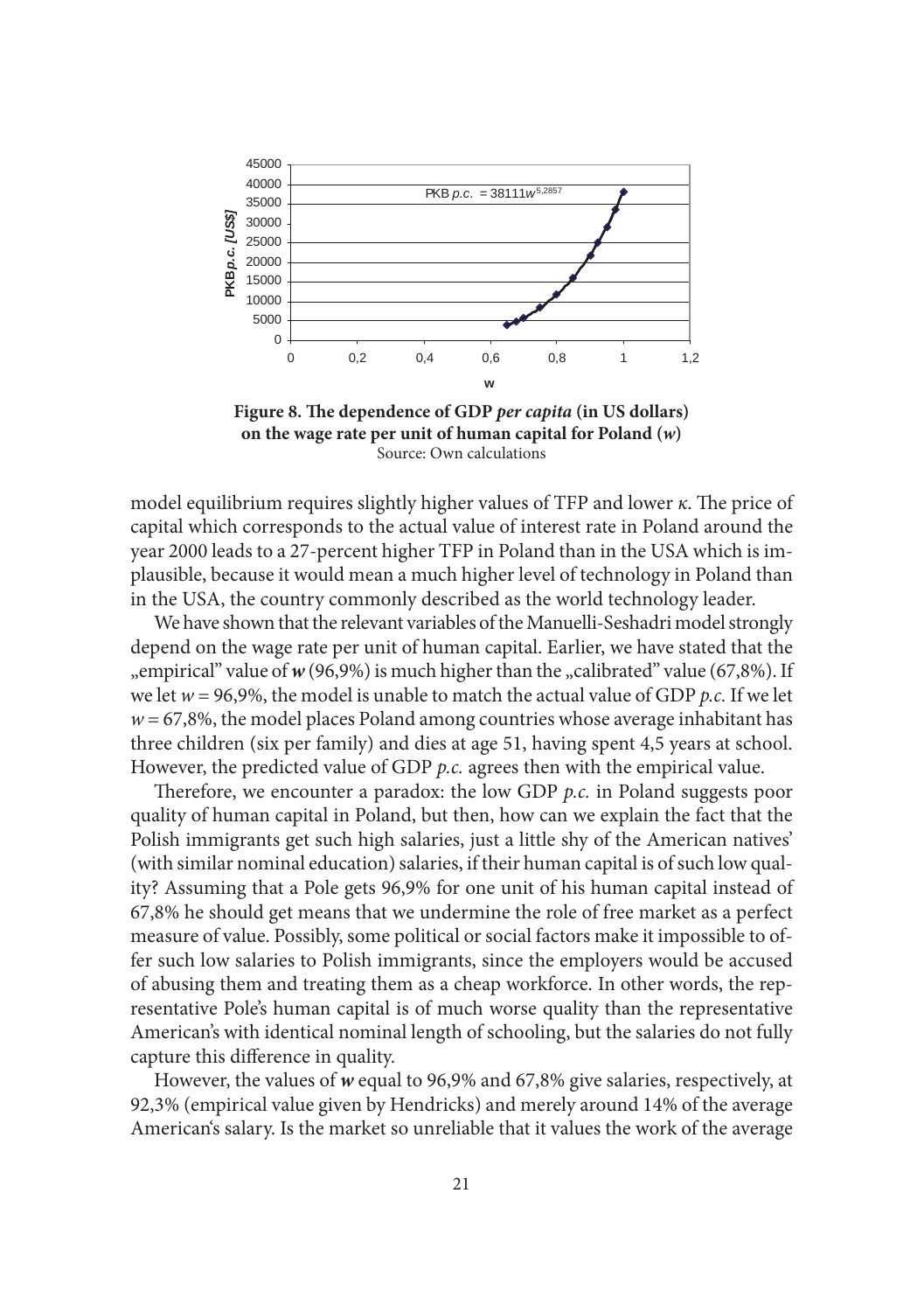**Figure 8. The dependence of GDP *per capita* (in US dollars) on the wage rate per unit of human capital for Poland ($w$)**
Source: Own calculations

model equilibrium requires slightly higher values of TFP and lower $\kappa$. The price of capital which corresponds to the actual value of interest rate in Poland around the year 2000 leads to a 27-percent higher TFP in Poland than in the USA which is implausible, because it would mean a much higher level of technology in Poland than in the USA, the country commonly described as the world technology leader.

We have shown that the relevant variables of the Manuelli-Seshadri model strongly depend on the wage rate per unit of human capital. Earlier, we have stated that the „empirical" value of $\boldsymbol{w}$ (96,9%) is much higher than the „calibrated" value (67,8%). If we let $w = 96{,}9\%$, the model is unable to match the actual value of GDP *p.c.* If we let $w = 67{,}8\%$, the model places Poland among countries whose average inhabitant has three children (six per family) and dies at age 51, having spent 4,5 years at school. However, the predicted value of GDP *p.c.* agrees then with the empirical value.

Therefore, we encounter a paradox: the low GDP *p.c.* in Poland suggests poor quality of human capital in Poland, but then, how can we explain the fact that the Polish immigrants get such high salaries, just a little shy of the American natives' (with similar nominal education) salaries, if their human capital is of such low quality? Assuming that a Pole gets 96,9% for one unit of his human capital instead of 67,8% he should get means that we undermine the role of free market as a perfect measure of value. Possibly, some political or social factors make it impossible to offer such low salaries to Polish immigrants, since the employers would be accused of abusing them and treating them as a cheap workforce. In other words, the representative Pole's human capital is of much worse quality than the representative American's with identical nominal length of schooling, but the salaries do not fully capture this difference in quality.

However, the values of $\boldsymbol{w}$ equal to 96,9% and 67,8% give salaries, respectively, at 92,3% (empirical value given by Hendricks) and merely around 14% of the average American's salary. Is the market so unreliable that it values the work of the average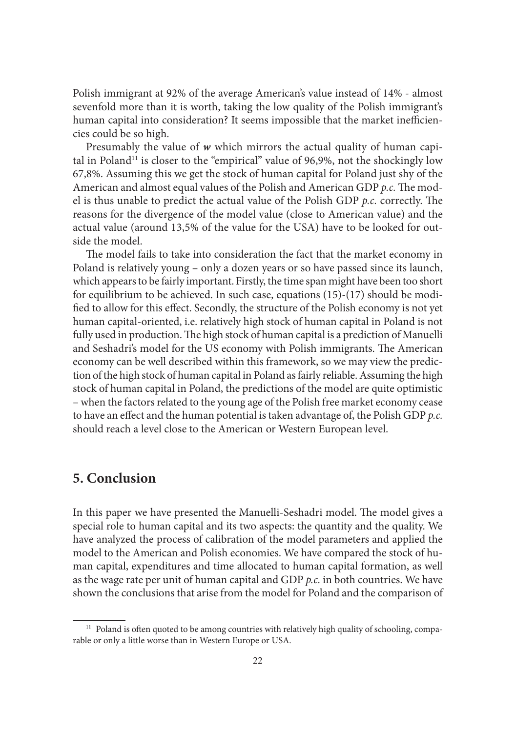Polish immigrant at 92% of the average American's value instead of 14% - almost sevenfold more than it is worth, taking the low quality of the Polish immigrant's human capital into consideration? It seems impossible that the market inefficiencies could be so high.

Presumably the value of $\boldsymbol{w}$ which mirrors the actual quality of human capital in Poland[11] is closer to the "empirical" value of 96,9%, not the shockingly low 67,8%. Assuming this we get the stock of human capital for Poland just shy of the American and almost equal values of the Polish and American GDP *p.c.* The model is thus unable to predict the actual value of the Polish GDP *p.c.* correctly. The reasons for the divergence of the model value (close to American value) and the actual value (around 13,5% of the value for the USA) have to be looked for outside the model.

The model fails to take into consideration the fact that the market economy in Poland is relatively young – only a dozen years or so have passed since its launch, which appears to be fairly important. Firstly, the time span might have been too short for equilibrium to be achieved. In such case, equations (15)-(17) should be modified to allow for this effect. Secondly, the structure of the Polish economy is not yet human capital-oriented, i.e. relatively high stock of human capital in Poland is not fully used in production. The high stock of human capital is a prediction of Manuelli and Seshadri's model for the US economy with Polish immigrants. The American economy can be well described within this framework, so we may view the prediction of the high stock of human capital in Poland as fairly reliable. Assuming the high stock of human capital in Poland, the predictions of the model are quite optimistic – when the factors related to the young age of the Polish free market economy cease to have an effect and the human potential is taken advantage of, the Polish GDP *p.c.* should reach a level close to the American or Western European level.

## 5. Conclusion

In this paper we have presented the Manuelli-Seshadri model. The model gives a special role to human capital and its two aspects: the quantity and the quality. We have analyzed the process of calibration of the model parameters and applied the model to the American and Polish economies. We have compared the stock of human capital, expenditures and time allocated to human capital formation, as well as the wage rate per unit of human capital and GDP *p.c.* in both countries. We have shown the conclusions that arise from the model for Poland and the comparison of

[11] Poland is often quoted to be among countries with relatively high quality of schooling, comparable or only a little worse than in Western Europe or USA.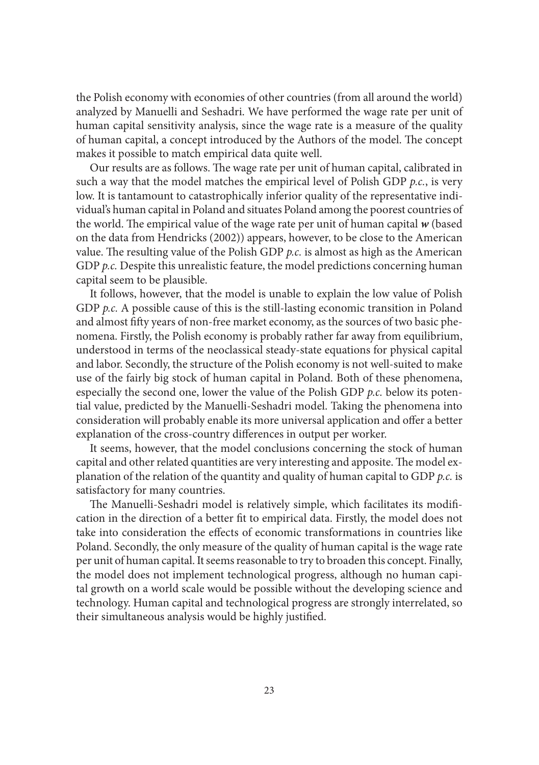the Polish economy with economies of other countries (from all around the world) analyzed by Manuelli and Seshadri. We have performed the wage rate per unit of human capital sensitivity analysis, since the wage rate is a measure of the quality of human capital, a concept introduced by the Authors of the model. The concept makes it possible to match empirical data quite well.

Our results are as follows. The wage rate per unit of human capital, calibrated in such a way that the model matches the empirical level of Polish GDP *p.c.*, is very low. It is tantamount to catastrophically inferior quality of the representative individual's human capital in Poland and situates Poland among the poorest countries of the world. The empirical value of the wage rate per unit of human capital $\boldsymbol{w}$ (based on the data from Hendricks (2002)) appears, however, to be close to the American value. The resulting value of the Polish GDP *p.c.* is almost as high as the American GDP *p.c.* Despite this unrealistic feature, the model predictions concerning human capital seem to be plausible.

It follows, however, that the model is unable to explain the low value of Polish GDP *p.c.* A possible cause of this is the still-lasting economic transition in Poland and almost fifty years of non-free market economy, as the sources of two basic phenomena. Firstly, the Polish economy is probably rather far away from equilibrium, understood in terms of the neoclassical steady-state equations for physical capital and labor. Secondly, the structure of the Polish economy is not well-suited to make use of the fairly big stock of human capital in Poland. Both of these phenomena, especially the second one, lower the value of the Polish GDP *p.c.* below its potential value, predicted by the Manuelli-Seshadri model. Taking the phenomena into consideration will probably enable its more universal application and offer a better explanation of the cross-country differences in output per worker.

It seems, however, that the model conclusions concerning the stock of human capital and other related quantities are very interesting and apposite. The model explanation of the relation of the quantity and quality of human capital to GDP *p.c.* is satisfactory for many countries.

The Manuelli-Seshadri model is relatively simple, which facilitates its modification in the direction of a better fit to empirical data. Firstly, the model does not take into consideration the effects of economic transformations in countries like Poland. Secondly, the only measure of the quality of human capital is the wage rate per unit of human capital. It seems reasonable to try to broaden this concept. Finally, the model does not implement technological progress, although no human capital growth on a world scale would be possible without the developing science and technology. Human capital and technological progress are strongly interrelated, so their simultaneous analysis would be highly justified.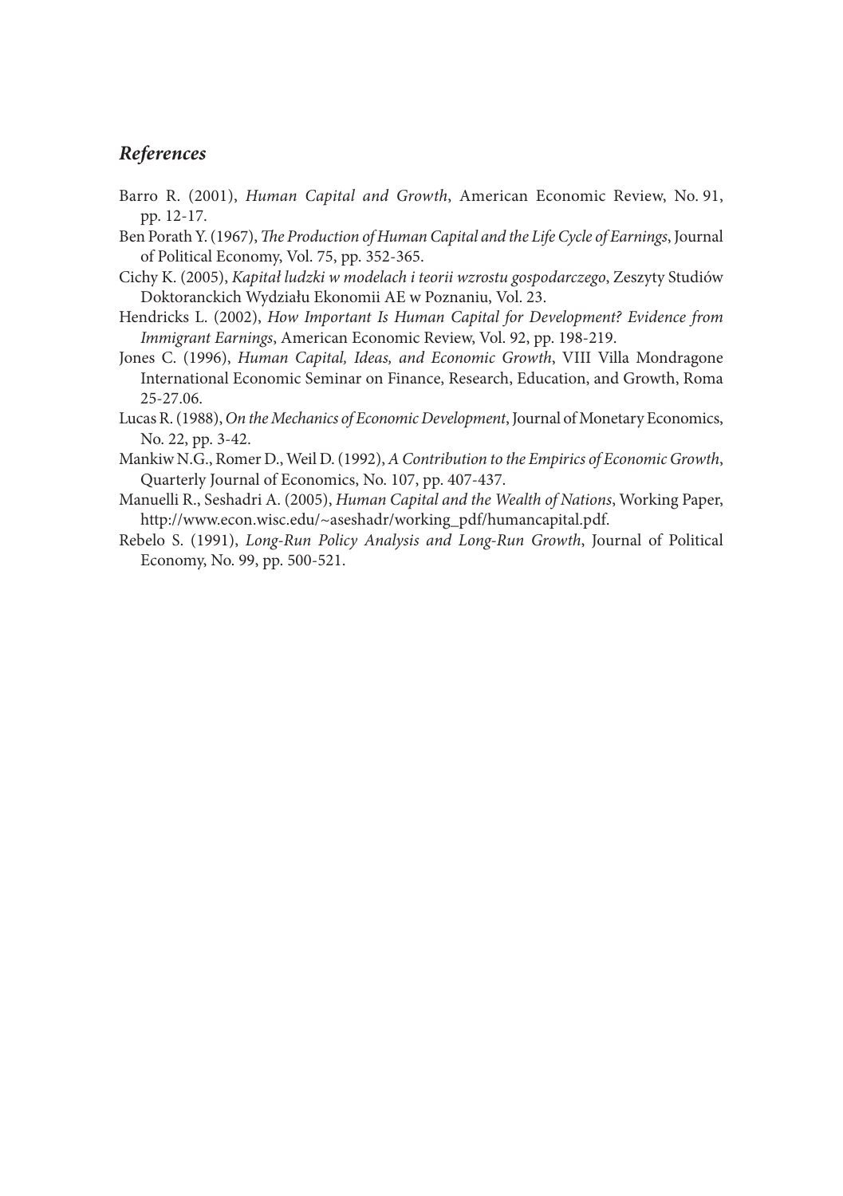## *References*

Barro R. (2001), *Human Capital and Growth*, American Economic Review, No. 91, pp. 12-17.

Ben Porath Y. (1967), *The Production of Human Capital and the Life Cycle of Earnings*, Journal of Political Economy, Vol. 75, pp. 352-365.

Cichy K. (2005), *Kapitał ludzki w modelach i teorii wzrostu gospodarczego*, Zeszyty Studiów Doktoranckich Wydziału Ekonomii AE w Poznaniu, Vol. 23.

Hendricks L. (2002), *How Important Is Human Capital for Development? Evidence from Immigrant Earnings*, American Economic Review, Vol. 92, pp. 198-219.

Jones C. (1996), *Human Capital, Ideas, and Economic Growth*, VIII Villa Mondragone International Economic Seminar on Finance, Research, Education, and Growth, Roma 25-27.06.

Lucas R. (1988), *On the Mechanics of Economic Development*, Journal of Monetary Economics, No. 22, pp. 3-42.

Mankiw N.G., Romer D., Weil D. (1992), *A Contribution to the Empirics of Economic Growth*, Quarterly Journal of Economics, No. 107, pp. 407-437.

Manuelli R., Seshadri A. (2005), *Human Capital and the Wealth of Nations*, Working Paper, http://www.econ.wisc.edu/~aseshadr/working_pdf/humancapital.pdf.

Rebelo S. (1991), *Long-Run Policy Analysis and Long-Run Growth*, Journal of Political Economy, No. 99, pp. 500-521.